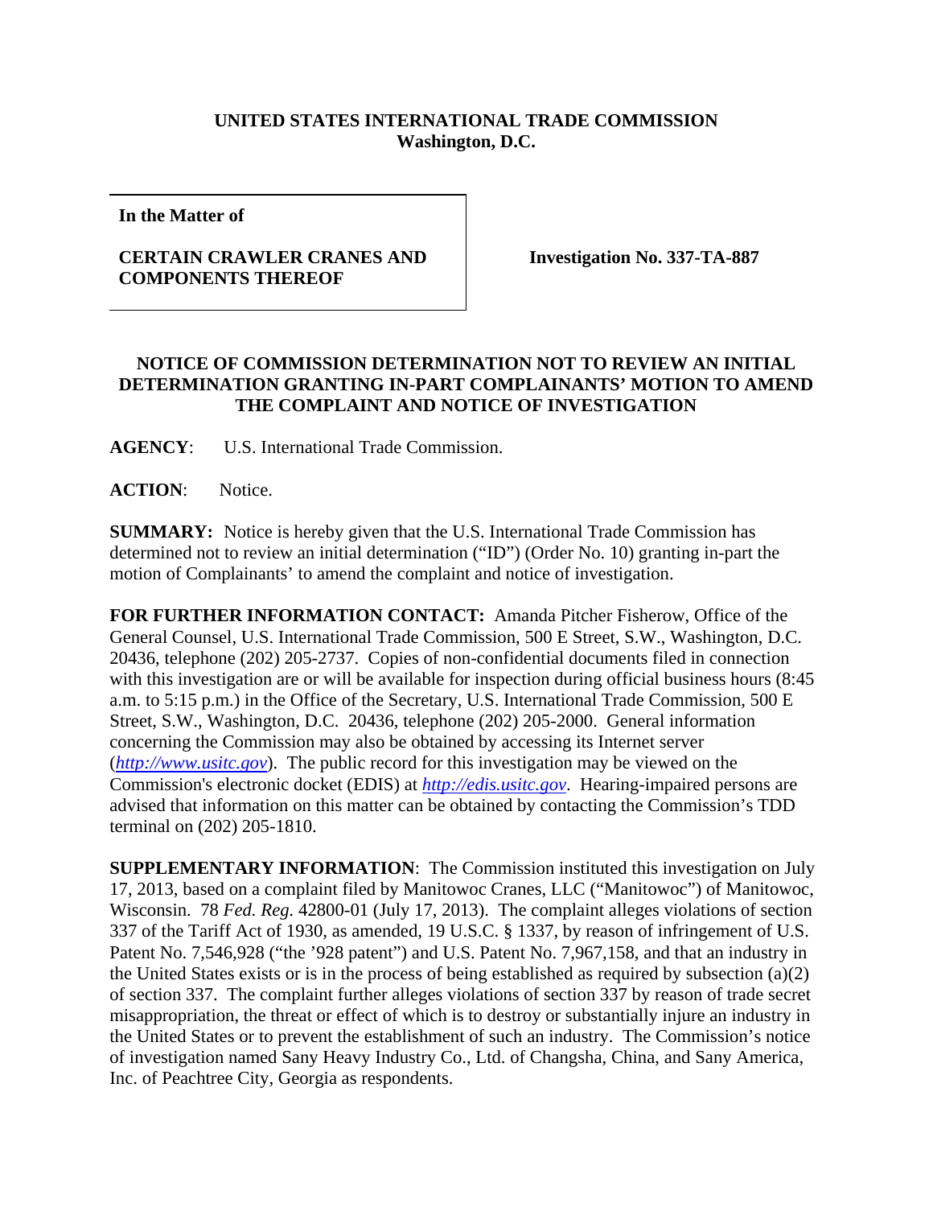**UNITED STATES INTERNATIONAL TRADE COMMISSION**
**Washington, D.C.**

| **In the Matter of**<br><br>**CERTAIN CRAWLER CRANES AND COMPONENTS THEREOF** | **Investigation No. 337-TA-887** |
|---|---|

**NOTICE OF COMMISSION DETERMINATION NOT TO REVIEW AN INITIAL DETERMINATION GRANTING IN-PART COMPLAINANTS' MOTION TO AMEND THE COMPLAINT AND NOTICE OF INVESTIGATION**

**AGENCY**: U.S. International Trade Commission.

**ACTION**: Notice.

**SUMMARY:** Notice is hereby given that the U.S. International Trade Commission has determined not to review an initial determination ("ID") (Order No. 10) granting in-part the motion of Complainants' to amend the complaint and notice of investigation.

**FOR FURTHER INFORMATION CONTACT:** Amanda Pitcher Fisherow, Office of the General Counsel, U.S. International Trade Commission, 500 E Street, S.W., Washington, D.C. 20436, telephone (202) 205-2737. Copies of non-confidential documents filed in connection with this investigation are or will be available for inspection during official business hours (8:45 a.m. to 5:15 p.m.) in the Office of the Secretary, U.S. International Trade Commission, 500 E Street, S.W., Washington, D.C. 20436, telephone (202) 205-2000. General information concerning the Commission may also be obtained by accessing its Internet server (*http://www.usitc.gov*). The public record for this investigation may be viewed on the Commission's electronic docket (EDIS) at *http://edis.usitc.gov*. Hearing-impaired persons are advised that information on this matter can be obtained by contacting the Commission's TDD terminal on (202) 205-1810.

**SUPPLEMENTARY INFORMATION**: The Commission instituted this investigation on July 17, 2013, based on a complaint filed by Manitowoc Cranes, LLC ("Manitowoc") of Manitowoc, Wisconsin. 78 *Fed. Reg.* 42800-01 (July 17, 2013). The complaint alleges violations of section 337 of the Tariff Act of 1930, as amended, 19 U.S.C. § 1337, by reason of infringement of U.S. Patent No. 7,546,928 ("the '928 patent") and U.S. Patent No. 7,967,158, and that an industry in the United States exists or is in the process of being established as required by subsection (a)(2) of section 337. The complaint further alleges violations of section 337 by reason of trade secret misappropriation, the threat or effect of which is to destroy or substantially injure an industry in the United States or to prevent the establishment of such an industry. The Commission's notice of investigation named Sany Heavy Industry Co., Ltd. of Changsha, China, and Sany America, Inc. of Peachtree City, Georgia as respondents.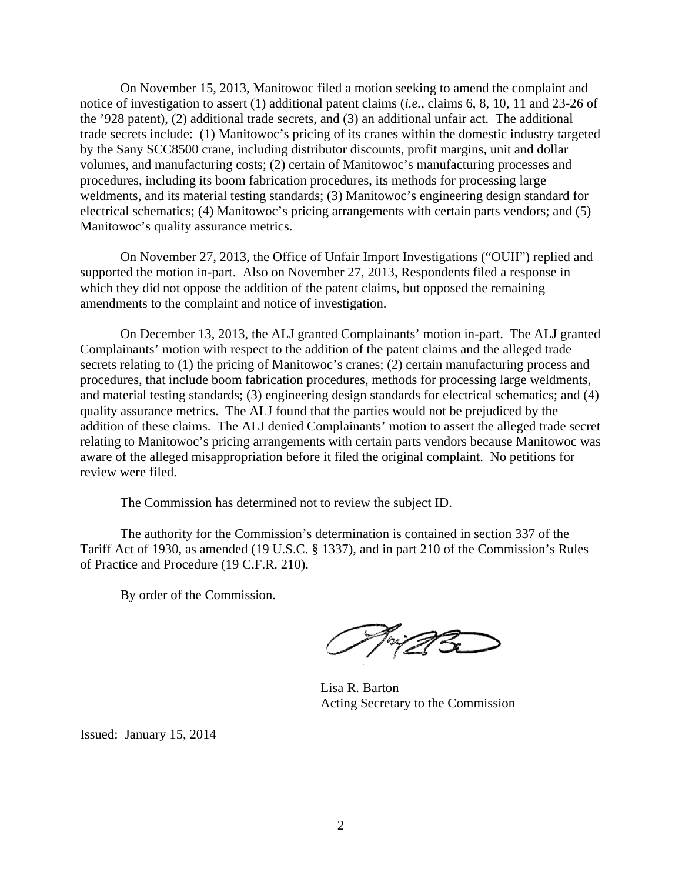On November 15, 2013, Manitowoc filed a motion seeking to amend the complaint and notice of investigation to assert (1) additional patent claims (*i.e.*, claims 6, 8, 10, 11 and 23-26 of the '928 patent), (2) additional trade secrets, and (3) an additional unfair act. The additional trade secrets include: (1) Manitowoc's pricing of its cranes within the domestic industry targeted by the Sany SCC8500 crane, including distributor discounts, profit margins, unit and dollar volumes, and manufacturing costs; (2) certain of Manitowoc's manufacturing processes and procedures, including its boom fabrication procedures, its methods for processing large weldments, and its material testing standards; (3) Manitowoc's engineering design standard for electrical schematics; (4) Manitowoc's pricing arrangements with certain parts vendors; and (5) Manitowoc's quality assurance metrics.

On November 27, 2013, the Office of Unfair Import Investigations ("OUII") replied and supported the motion in-part. Also on November 27, 2013, Respondents filed a response in which they did not oppose the addition of the patent claims, but opposed the remaining amendments to the complaint and notice of investigation.

On December 13, 2013, the ALJ granted Complainants' motion in-part. The ALJ granted Complainants' motion with respect to the addition of the patent claims and the alleged trade secrets relating to (1) the pricing of Manitowoc's cranes; (2) certain manufacturing process and procedures, that include boom fabrication procedures, methods for processing large weldments, and material testing standards; (3) engineering design standards for electrical schematics; and (4) quality assurance metrics. The ALJ found that the parties would not be prejudiced by the addition of these claims. The ALJ denied Complainants' motion to assert the alleged trade secret relating to Manitowoc's pricing arrangements with certain parts vendors because Manitowoc was aware of the alleged misappropriation before it filed the original complaint. No petitions for review were filed.

The Commission has determined not to review the subject ID.

The authority for the Commission's determination is contained in section 337 of the Tariff Act of 1930, as amended (19 U.S.C. § 1337), and in part 210 of the Commission's Rules of Practice and Procedure (19 C.F.R. 210).

By order of the Commission.

Lisa R. Barton
Acting Secretary to the Commission

Issued: January 15, 2014